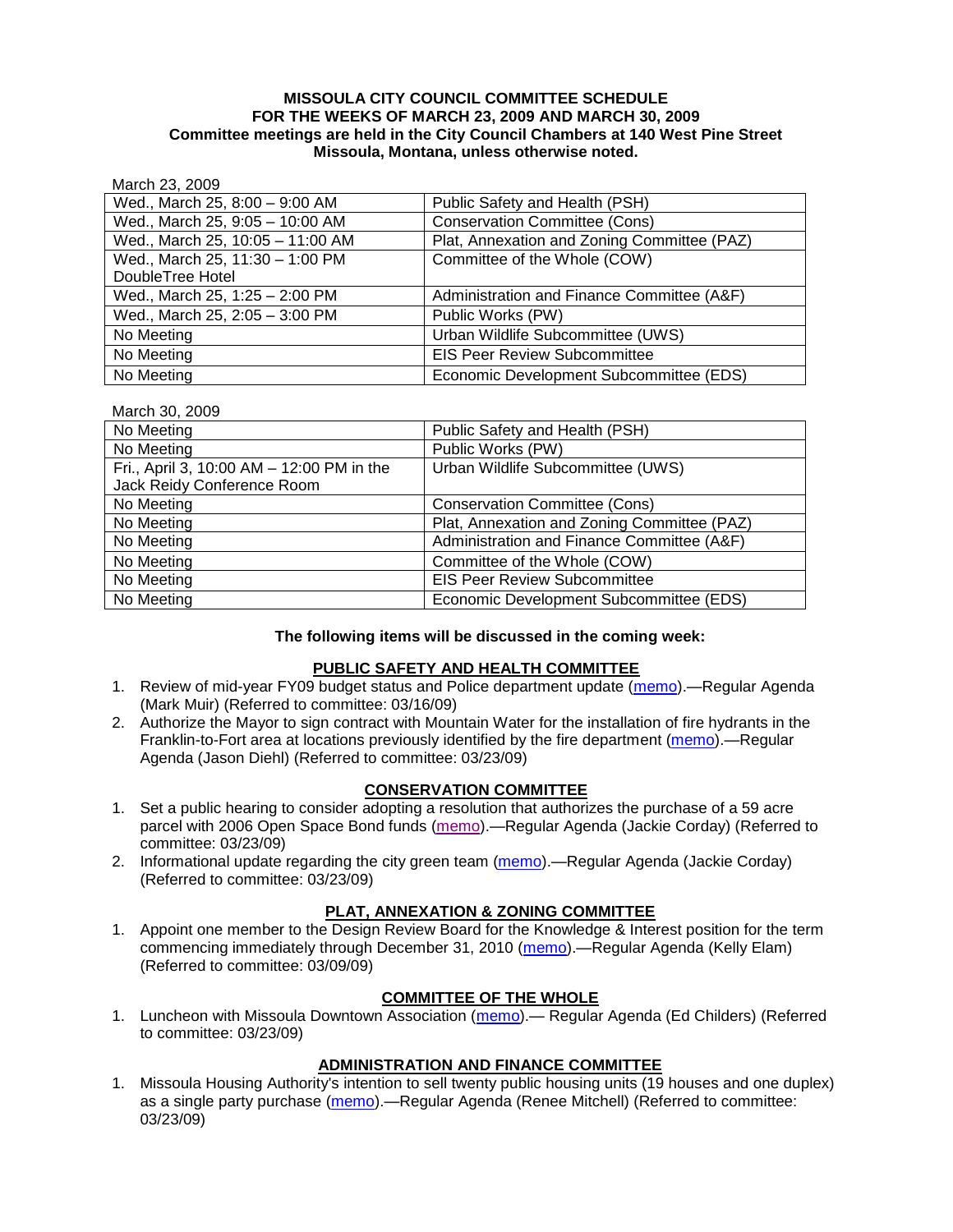**MISSOULA CITY COUNCIL COMMITTEE SCHEDULE**
**FOR THE WEEKS OF MARCH 23, 2009 AND MARCH 30, 2009**
**Committee meetings are held in the City Council Chambers at 140 West Pine Street Missoula, Montana, unless otherwise noted.**

March 23, 2009

| | |
|---|---|
| Wed., March 25, 8:00 – 9:00 AM | Public Safety and Health (PSH) |
| Wed., March 25, 9:05 – 10:00 AM | Conservation Committee (Cons) |
| Wed., March 25, 10:05 – 11:00 AM | Plat, Annexation and Zoning Committee (PAZ) |
| Wed., March 25, 11:30 – 1:00 PM DoubleTree Hotel | Committee of the Whole (COW) |
| Wed., March 25, 1:25 – 2:00 PM | Administration and Finance Committee (A&F) |
| Wed., March 25, 2:05 – 3:00 PM | Public Works (PW) |
| No Meeting | Urban Wildlife Subcommittee (UWS) |
| No Meeting | EIS Peer Review Subcommittee |
| No Meeting | Economic Development Subcommittee (EDS) |

March 30, 2009

| | |
|---|---|
| No Meeting | Public Safety and Health (PSH) |
| No Meeting | Public Works (PW) |
| Fri., April 3, 10:00 AM – 12:00 PM in the Jack Reidy Conference Room | Urban Wildlife Subcommittee (UWS) |
| No Meeting | Conservation Committee (Cons) |
| No Meeting | Plat, Annexation and Zoning Committee (PAZ) |
| No Meeting | Administration and Finance Committee (A&F) |
| No Meeting | Committee of the Whole (COW) |
| No Meeting | EIS Peer Review Subcommittee |
| No Meeting | Economic Development Subcommittee (EDS) |

**The following items will be discussed in the coming week:**

**PUBLIC SAFETY AND HEALTH COMMITTEE**

1. Review of mid-year FY09 budget status and Police department update (memo).—Regular Agenda (Mark Muir) (Referred to committee: 03/16/09)
2. Authorize the Mayor to sign contract with Mountain Water for the installation of fire hydrants in the Franklin-to-Fort area at locations previously identified by the fire department (memo).—Regular Agenda (Jason Diehl) (Referred to committee: 03/23/09)

**CONSERVATION COMMITTEE**

1. Set a public hearing to consider adopting a resolution that authorizes the purchase of a 59 acre parcel with 2006 Open Space Bond funds (memo).—Regular Agenda (Jackie Corday) (Referred to committee: 03/23/09)
2. Informational update regarding the city green team (memo).—Regular Agenda (Jackie Corday) (Referred to committee: 03/23/09)

**PLAT, ANNEXATION & ZONING COMMITTEE**

1. Appoint one member to the Design Review Board for the Knowledge & Interest position for the term commencing immediately through December 31, 2010 (memo).—Regular Agenda (Kelly Elam) (Referred to committee: 03/09/09)

**COMMITTEE OF THE WHOLE**

1. Luncheon with Missoula Downtown Association (memo).— Regular Agenda (Ed Childers) (Referred to committee: 03/23/09)

**ADMINISTRATION AND FINANCE COMMITTEE**

1. Missoula Housing Authority's intention to sell twenty public housing units (19 houses and one duplex) as a single party purchase (memo).—Regular Agenda (Renee Mitchell) (Referred to committee: 03/23/09)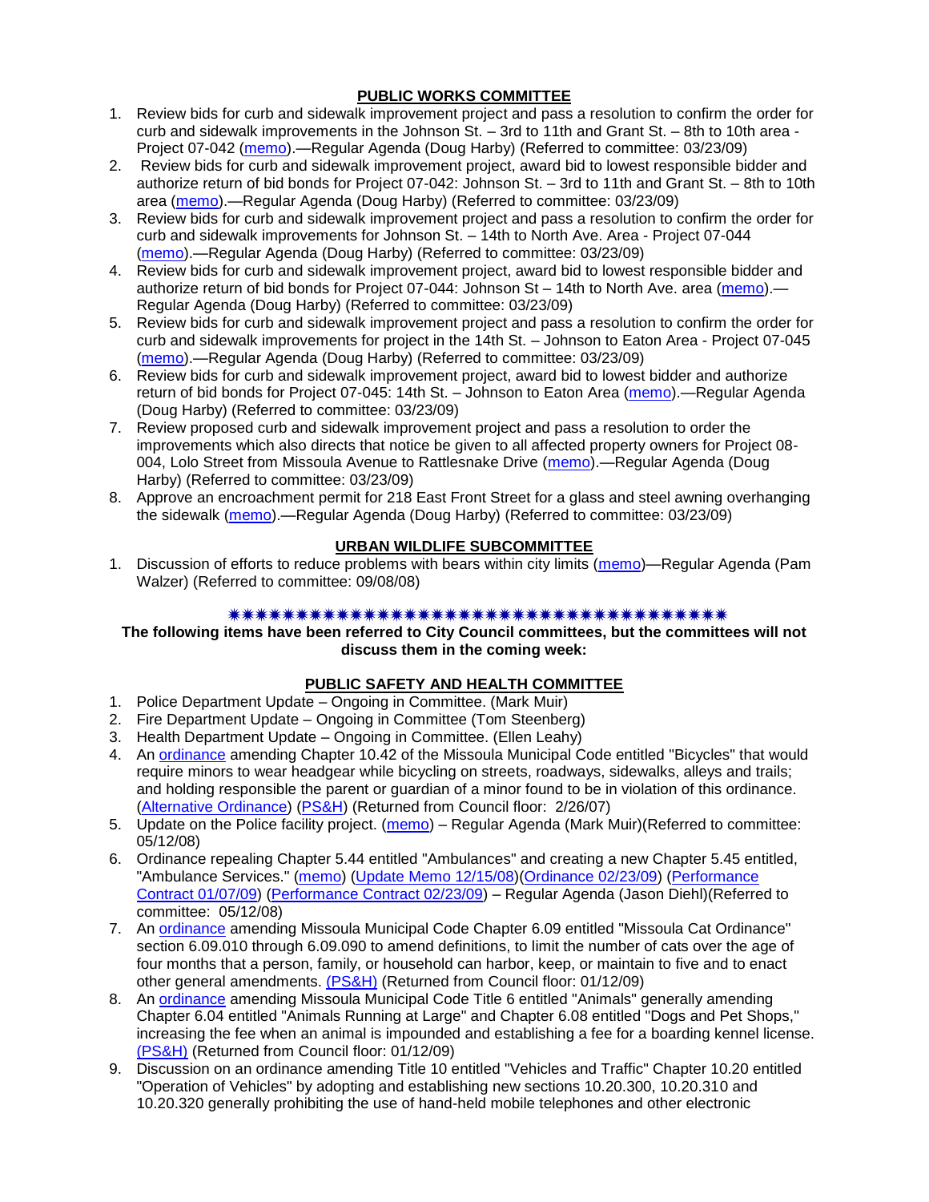## PUBLIC WORKS COMMITTEE

1. Review bids for curb and sidewalk improvement project and pass a resolution to confirm the order for curb and sidewalk improvements in the Johnson St. – 3rd to 11th and Grant St. – 8th to 10th area - Project 07-042 (memo).—Regular Agenda (Doug Harby) (Referred to committee: 03/23/09)
2. Review bids for curb and sidewalk improvement project, award bid to lowest responsible bidder and authorize return of bid bonds for Project 07-042: Johnson St. – 3rd to 11th and Grant St. – 8th to 10th area (memo).—Regular Agenda (Doug Harby) (Referred to committee: 03/23/09)
3. Review bids for curb and sidewalk improvement project and pass a resolution to confirm the order for curb and sidewalk improvements for Johnson St. – 14th to North Ave. Area - Project 07-044 (memo).—Regular Agenda (Doug Harby) (Referred to committee: 03/23/09)
4. Review bids for curb and sidewalk improvement project, award bid to lowest responsible bidder and authorize return of bid bonds for Project 07-044: Johnson St – 14th to North Ave. area (memo).—Regular Agenda (Doug Harby) (Referred to committee: 03/23/09)
5. Review bids for curb and sidewalk improvement project and pass a resolution to confirm the order for curb and sidewalk improvements for project in the 14th St. – Johnson to Eaton Area - Project 07-045 (memo).—Regular Agenda (Doug Harby) (Referred to committee: 03/23/09)
6. Review bids for curb and sidewalk improvement project, award bid to lowest bidder and authorize return of bid bonds for Project 07-045: 14th St. – Johnson to Eaton Area (memo).—Regular Agenda (Doug Harby) (Referred to committee: 03/23/09)
7. Review proposed curb and sidewalk improvement project and pass a resolution to order the improvements which also directs that notice be given to all affected property owners for Project 08-004, Lolo Street from Missoula Avenue to Rattlesnake Drive (memo).—Regular Agenda (Doug Harby) (Referred to committee: 03/23/09)
8. Approve an encroachment permit for 218 East Front Street for a glass and steel awning overhanging the sidewalk (memo).—Regular Agenda (Doug Harby) (Referred to committee: 03/23/09)

## URBAN WILDLIFE SUBCOMMITTEE

1. Discussion of efforts to reduce problems with bears within city limits (memo)—Regular Agenda (Pam Walzer) (Referred to committee: 09/08/08)

✷✷✷✷✷✷✷✷✷✷✷✷✷✷✷✷✷✷✷✷✷✷✷✷✷✷✷✷✷✷✷✷✷✷✷✷✷✷✷✷

**The following items have been referred to City Council committees, but the committees will not discuss them in the coming week:**

## PUBLIC SAFETY AND HEALTH COMMITTEE

1. Police Department Update – Ongoing in Committee. (Mark Muir)
2. Fire Department Update – Ongoing in Committee (Tom Steenberg)
3. Health Department Update – Ongoing in Committee. (Ellen Leahy)
4. An ordinance amending Chapter 10.42 of the Missoula Municipal Code entitled "Bicycles" that would require minors to wear headgear while bicycling on streets, roadways, sidewalks, alleys and trails; and holding responsible the parent or guardian of a minor found to be in violation of this ordinance. (Alternative Ordinance) (PS&H) (Returned from Council floor: 2/26/07)
5. Update on the Police facility project. (memo) – Regular Agenda (Mark Muir)(Referred to committee: 05/12/08)
6. Ordinance repealing Chapter 5.44 entitled "Ambulances" and creating a new Chapter 5.45 entitled, "Ambulance Services." (memo) (Update Memo 12/15/08)(Ordinance 02/23/09) (Performance Contract 01/07/09) (Performance Contract 02/23/09) – Regular Agenda (Jason Diehl)(Referred to committee: 05/12/08)
7. An ordinance amending Missoula Municipal Code Chapter 6.09 entitled "Missoula Cat Ordinance" section 6.09.010 through 6.09.090 to amend definitions, to limit the number of cats over the age of four months that a person, family, or household can harbor, keep, or maintain to five and to enact other general amendments. (PS&H) (Returned from Council floor: 01/12/09)
8. An ordinance amending Missoula Municipal Code Title 6 entitled "Animals" generally amending Chapter 6.04 entitled "Animals Running at Large" and Chapter 6.08 entitled "Dogs and Pet Shops," increasing the fee when an animal is impounded and establishing a fee for a boarding kennel license. (PS&H) (Returned from Council floor: 01/12/09)
9. Discussion on an ordinance amending Title 10 entitled "Vehicles and Traffic" Chapter 10.20 entitled "Operation of Vehicles" by adopting and establishing new sections 10.20.300, 10.20.310 and 10.20.320 generally prohibiting the use of hand-held mobile telephones and other electronic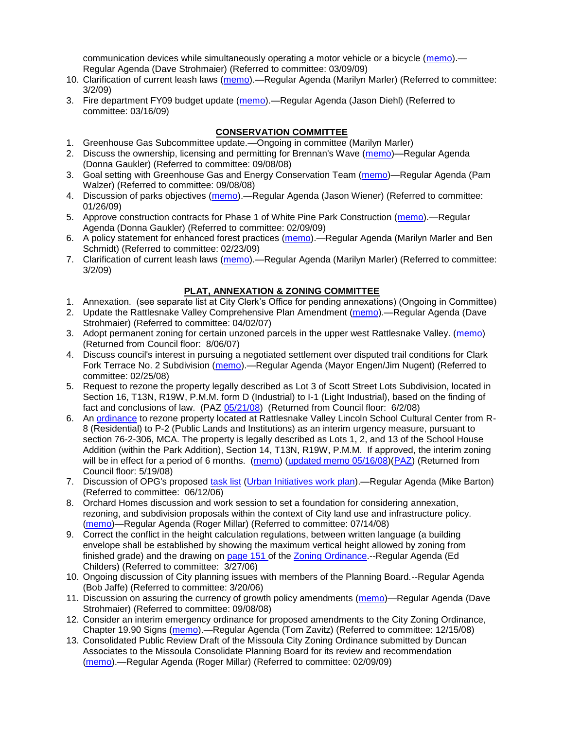communication devices while simultaneously operating a motor vehicle or a bicycle (memo).—Regular Agenda (Dave Strohmaier) (Referred to committee: 03/09/09)

10. Clarification of current leash laws (memo).—Regular Agenda (Marilyn Marler) (Referred to committee: 3/2/09)
3. Fire department FY09 budget update (memo).—Regular Agenda (Jason Diehl) (Referred to committee: 03/16/09)

## CONSERVATION COMMITTEE

1. Greenhouse Gas Subcommittee update.—Ongoing in committee (Marilyn Marler)
2. Discuss the ownership, licensing and permitting for Brennan's Wave (memo)—Regular Agenda (Donna Gaukler) (Referred to committee: 09/08/08)
3. Goal setting with Greenhouse Gas and Energy Conservation Team (memo)—Regular Agenda (Pam Walzer) (Referred to committee: 09/08/08)
4. Discussion of parks objectives (memo).—Regular Agenda (Jason Wiener) (Referred to committee: 01/26/09)
5. Approve construction contracts for Phase 1 of White Pine Park Construction (memo).—Regular Agenda (Donna Gaukler) (Referred to committee: 02/09/09)
6. A policy statement for enhanced forest practices (memo).—Regular Agenda (Marilyn Marler and Ben Schmidt) (Referred to committee: 02/23/09)
7. Clarification of current leash laws (memo).—Regular Agenda (Marilyn Marler) (Referred to committee: 3/2/09)

## PLAT, ANNEXATION & ZONING COMMITTEE

1. Annexation. (see separate list at City Clerk's Office for pending annexations) (Ongoing in Committee)
2. Update the Rattlesnake Valley Comprehensive Plan Amendment (memo).—Regular Agenda (Dave Strohmaier) (Referred to committee: 04/02/07)
3. Adopt permanent zoning for certain unzoned parcels in the upper west Rattlesnake Valley. (memo) (Returned from Council floor: 8/06/07)
4. Discuss council's interest in pursuing a negotiated settlement over disputed trail conditions for Clark Fork Terrace No. 2 Subdivision (memo).—Regular Agenda (Mayor Engen/Jim Nugent) (Referred to committee: 02/25/08)
5. Request to rezone the property legally described as Lot 3 of Scott Street Lots Subdivision, located in Section 16, T13N, R19W, P.M.M. form D (Industrial) to I-1 (Light Industrial), based on the finding of fact and conclusions of law. (PAZ 05/21/08) (Returned from Council floor: 6/2/08)
6. An ordinance to rezone property located at Rattlesnake Valley Lincoln School Cultural Center from R-8 (Residential) to P-2 (Public Lands and Institutions) as an interim urgency measure, pursuant to section 76-2-306, MCA. The property is legally described as Lots 1, 2, and 13 of the School House Addition (within the Park Addition), Section 14, T13N, R19W, P.M.M. If approved, the interim zoning will be in effect for a period of 6 months. (memo) (updated memo 05/16/08)(PAZ) (Returned from Council floor: 5/19/08)
7. Discussion of OPG's proposed task list (Urban Initiatives work plan).—Regular Agenda (Mike Barton) (Referred to committee: 06/12/06)
8. Orchard Homes discussion and work session to set a foundation for considering annexation, rezoning, and subdivision proposals within the context of City land use and infrastructure policy. (memo)—Regular Agenda (Roger Millar) (Referred to committee: 07/14/08)
9. Correct the conflict in the height calculation regulations, between written language (a building envelope shall be established by showing the maximum vertical height allowed by zoning from finished grade) and the drawing on page 151 of the Zoning Ordinance.--Regular Agenda (Ed Childers) (Referred to committee: 3/27/06)
10. Ongoing discussion of City planning issues with members of the Planning Board.--Regular Agenda (Bob Jaffe) (Referred to committee: 3/20/06)
11. Discussion on assuring the currency of growth policy amendments (memo)—Regular Agenda (Dave Strohmaier) (Referred to committee: 09/08/08)
12. Consider an interim emergency ordinance for proposed amendments to the City Zoning Ordinance, Chapter 19.90 Signs (memo).—Regular Agenda (Tom Zavitz) (Referred to committee: 12/15/08)
13. Consolidated Public Review Draft of the Missoula City Zoning Ordinance submitted by Duncan Associates to the Missoula Consolidate Planning Board for its review and recommendation (memo).—Regular Agenda (Roger Millar) (Referred to committee: 02/09/09)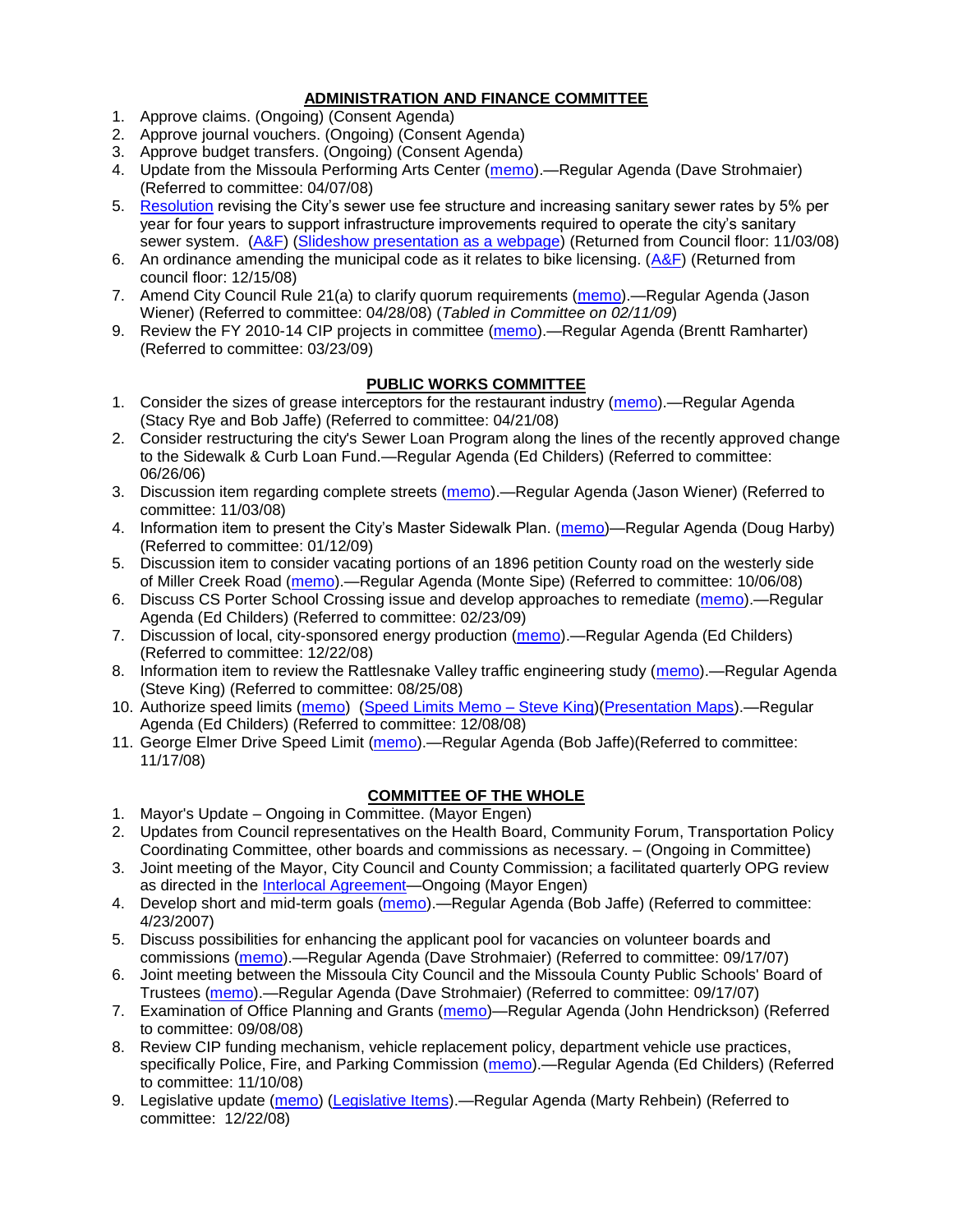## ADMINISTRATION AND FINANCE COMMITTEE

1. Approve claims. (Ongoing) (Consent Agenda)
2. Approve journal vouchers. (Ongoing) (Consent Agenda)
3. Approve budget transfers. (Ongoing) (Consent Agenda)
4. Update from the Missoula Performing Arts Center (memo).—Regular Agenda (Dave Strohmaier) (Referred to committee: 04/07/08)
5. Resolution revising the City's sewer use fee structure and increasing sanitary sewer rates by 5% per year for four years to support infrastructure improvements required to operate the city's sanitary sewer system. (A&F) (Slideshow presentation as a webpage) (Returned from Council floor: 11/03/08)
6. An ordinance amending the municipal code as it relates to bike licensing. (A&F) (Returned from council floor: 12/15/08)
7. Amend City Council Rule 21(a) to clarify quorum requirements (memo).—Regular Agenda (Jason Wiener) (Referred to committee: 04/28/08) (*Tabled in Committee on 02/11/09*)
9. Review the FY 2010-14 CIP projects in committee (memo).—Regular Agenda (Brentt Ramharter) (Referred to committee: 03/23/09)

## PUBLIC WORKS COMMITTEE

1. Consider the sizes of grease interceptors for the restaurant industry (memo).—Regular Agenda (Stacy Rye and Bob Jaffe) (Referred to committee: 04/21/08)
2. Consider restructuring the city's Sewer Loan Program along the lines of the recently approved change to the Sidewalk & Curb Loan Fund.—Regular Agenda (Ed Childers) (Referred to committee: 06/26/06)
3. Discussion item regarding complete streets (memo).—Regular Agenda (Jason Wiener) (Referred to committee: 11/03/08)
4. Information item to present the City's Master Sidewalk Plan. (memo)—Regular Agenda (Doug Harby) (Referred to committee: 01/12/09)
5. Discussion item to consider vacating portions of an 1896 petition County road on the westerly side of Miller Creek Road (memo).—Regular Agenda (Monte Sipe) (Referred to committee: 10/06/08)
6. Discuss CS Porter School Crossing issue and develop approaches to remediate (memo).—Regular Agenda (Ed Childers) (Referred to committee: 02/23/09)
7. Discussion of local, city-sponsored energy production (memo).—Regular Agenda (Ed Childers) (Referred to committee: 12/22/08)
8. Information item to review the Rattlesnake Valley traffic engineering study (memo).—Regular Agenda (Steve King) (Referred to committee: 08/25/08)
10. Authorize speed limits (memo) (Speed Limits Memo – Steve King)(Presentation Maps).—Regular Agenda (Ed Childers) (Referred to committee: 12/08/08)
11. George Elmer Drive Speed Limit (memo).—Regular Agenda (Bob Jaffe)(Referred to committee: 11/17/08)

## COMMITTEE OF THE WHOLE

1. Mayor's Update – Ongoing in Committee. (Mayor Engen)
2. Updates from Council representatives on the Health Board, Community Forum, Transportation Policy Coordinating Committee, other boards and commissions as necessary. – (Ongoing in Committee)
3. Joint meeting of the Mayor, City Council and County Commission; a facilitated quarterly OPG review as directed in the Interlocal Agreement—Ongoing (Mayor Engen)
4. Develop short and mid-term goals (memo).—Regular Agenda (Bob Jaffe) (Referred to committee: 4/23/2007)
5. Discuss possibilities for enhancing the applicant pool for vacancies on volunteer boards and commissions (memo).—Regular Agenda (Dave Strohmaier) (Referred to committee: 09/17/07)
6. Joint meeting between the Missoula City Council and the Missoula County Public Schools' Board of Trustees (memo).—Regular Agenda (Dave Strohmaier) (Referred to committee: 09/17/07)
7. Examination of Office Planning and Grants (memo)—Regular Agenda (John Hendrickson) (Referred to committee: 09/08/08)
8. Review CIP funding mechanism, vehicle replacement policy, department vehicle use practices, specifically Police, Fire, and Parking Commission (memo).—Regular Agenda (Ed Childers) (Referred to committee: 11/10/08)
9. Legislative update (memo) (Legislative Items).—Regular Agenda (Marty Rehbein) (Referred to committee: 12/22/08)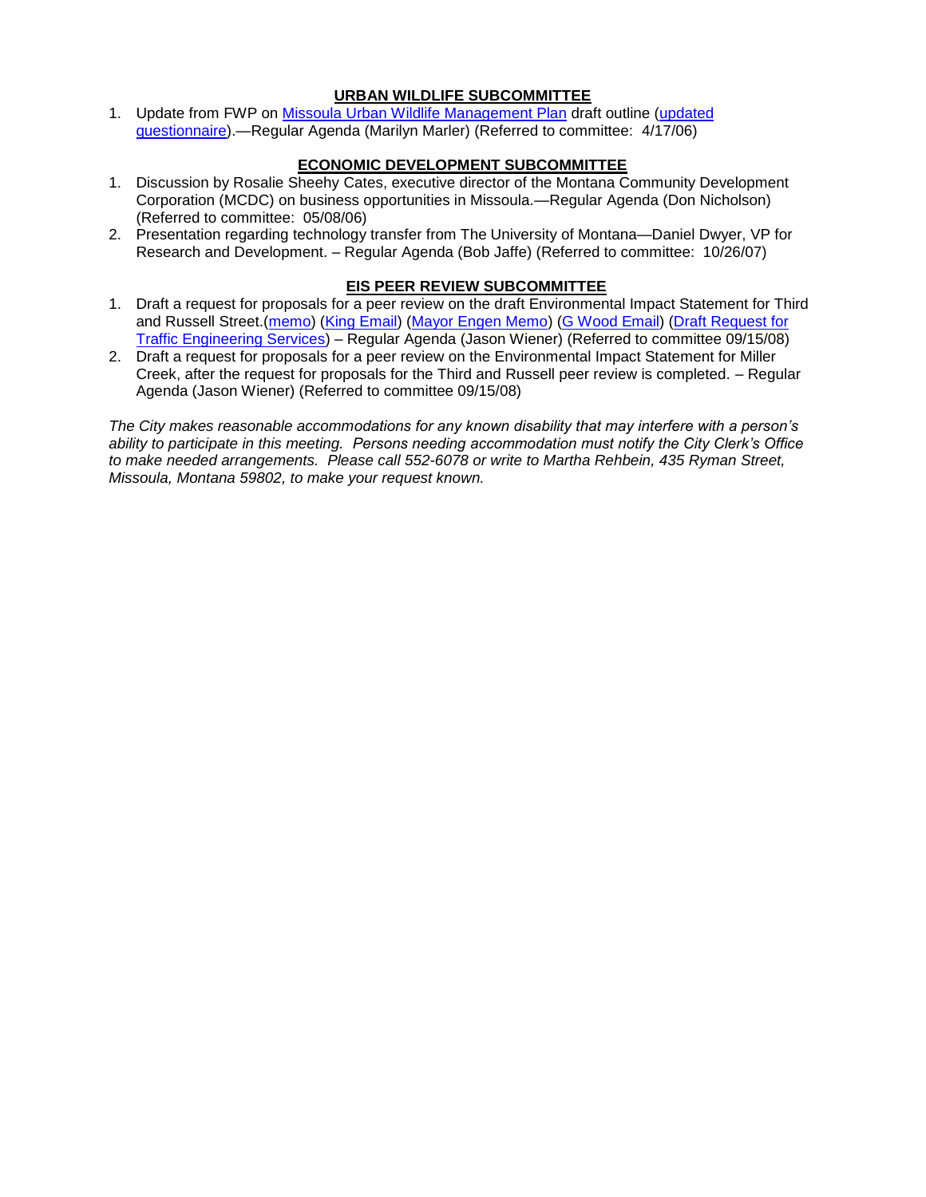**URBAN WILDLIFE SUBCOMMITTEE**

1. Update from FWP on [Missoula Urban Wildlife Management Plan] draft outline ([updated questionnaire]).—Regular Agenda (Marilyn Marler) (Referred to committee: 4/17/06)

**ECONOMIC DEVELOPMENT SUBCOMMITTEE**

1. Discussion by Rosalie Sheehy Cates, executive director of the Montana Community Development Corporation (MCDC) on business opportunities in Missoula.—Regular Agenda (Don Nicholson) (Referred to committee: 05/08/06)
2. Presentation regarding technology transfer from The University of Montana—Daniel Dwyer, VP for Research and Development. – Regular Agenda (Bob Jaffe) (Referred to committee: 10/26/07)

**EIS PEER REVIEW SUBCOMMITTEE**

1. Draft a request for proposals for a peer review on the draft Environmental Impact Statement for Third and Russell Street.([memo]) ([King Email]) ([Mayor Engen Memo]) ([G Wood Email]) ([Draft Request for Traffic Engineering Services]) – Regular Agenda (Jason Wiener) (Referred to committee 09/15/08)
2. Draft a request for proposals for a peer review on the Environmental Impact Statement for Miller Creek, after the request for proposals for the Third and Russell peer review is completed. – Regular Agenda (Jason Wiener) (Referred to committee 09/15/08)

*The City makes reasonable accommodations for any known disability that may interfere with a person's ability to participate in this meeting. Persons needing accommodation must notify the City Clerk's Office to make needed arrangements. Please call 552-6078 or write to Martha Rehbein, 435 Ryman Street, Missoula, Montana 59802, to make your request known.*